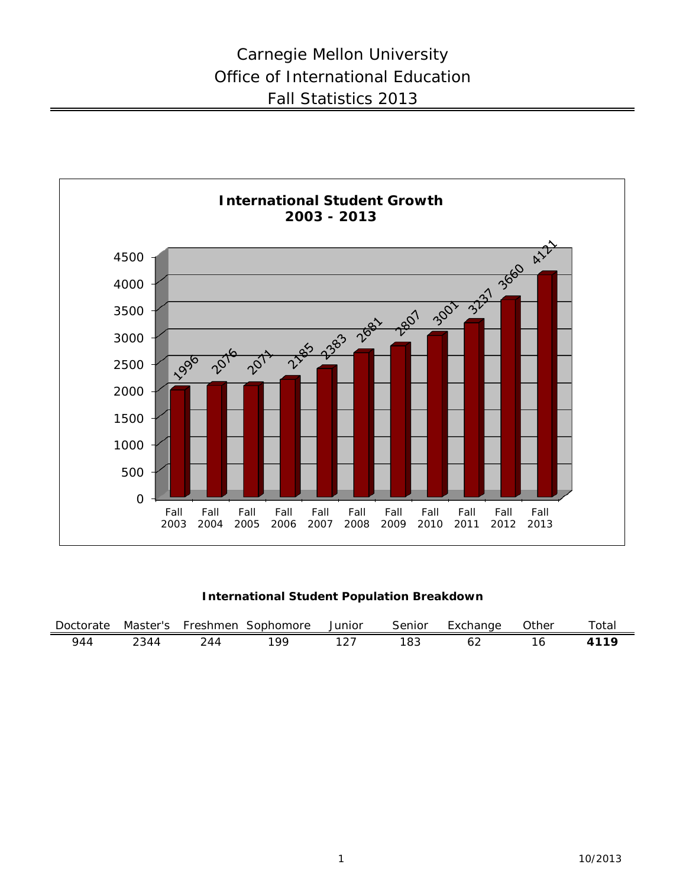# Carnegie Mellon University
# Office of International Education
# Fall Statistics 2013

**International Student Growth 2003 - 2013**

| Fall 2003 | Fall 2004 | Fall 2005 | Fall 2006 | Fall 2007 | Fall 2008 | Fall 2009 | Fall 2010 | Fall 2011 | Fall 2012 | Fall 2013 |
|---|---|---|---|---|---|---|---|---|---|---|
| 1996 | 2076 | 2071 | 2185 | 2383 | 2681 | 2807 | 3001 | 3237 | 3660 | 4121 |

**International Student Population Breakdown**

| Doctorate | Master's | Freshmen | Sophomore | Junior | Senior | Exchange | Other | Total |
|---|---|---|---|---|---|---|---|---|
| 944 | 2344 | 244 | 199 | 127 | 183 | 62 | 16 | **4119** |

10/2013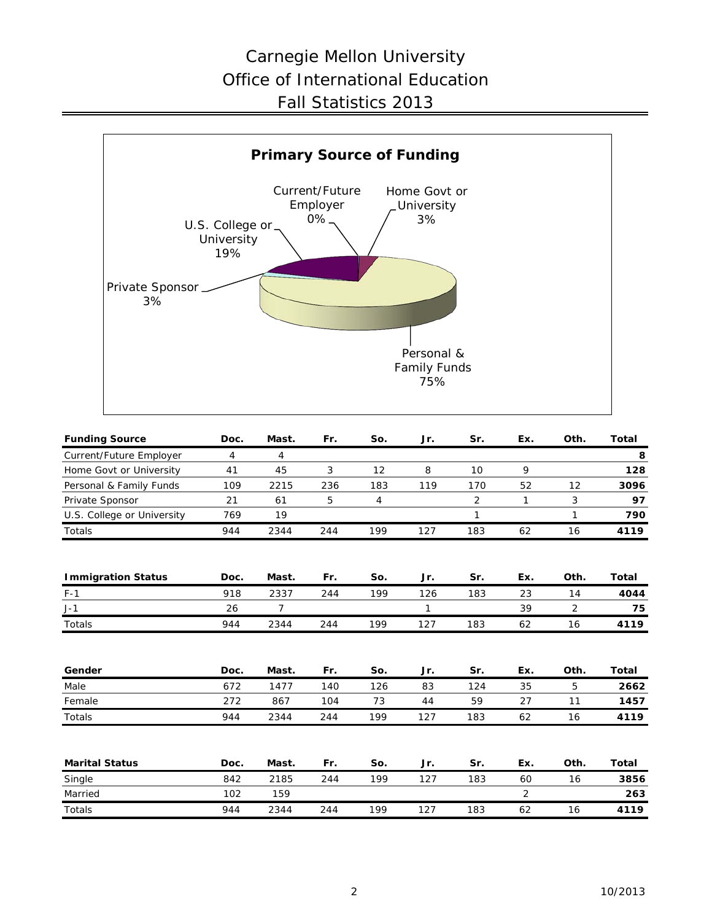# Carnegie Mellon University
# Office of International Education
# Fall Statistics 2013

## Primary Source of Funding

- Current/Future Employer 0%
- Home Govt or University 3%
- U.S. College or University 19%
- Private Sponsor 3%
- Personal & Family Funds 75%

| Funding Source | Doc. | Mast. | Fr. | So. | Jr. | Sr. | Ex. | Oth. | Total |
|---|---|---|---|---|---|---|---|---|---|
| Current/Future Employer | 4 | 4 | | | | | | | **8** |
| Home Govt or University | 41 | 45 | 3 | 12 | 8 | 10 | 9 | | **128** |
| Personal & Family Funds | 109 | 2215 | 236 | 183 | 119 | 170 | 52 | 12 | **3096** |
| Private Sponsor | 21 | 61 | 5 | 4 | | 2 | 1 | 3 | **97** |
| U.S. College or University | 769 | 19 | | | | 1 | | 1 | **790** |
| Totals | 944 | 2344 | 244 | 199 | 127 | 183 | 62 | 16 | **4119** |

| Immigration Status | Doc. | Mast. | Fr. | So. | Jr. | Sr. | Ex. | Oth. | Total |
|---|---|---|---|---|---|---|---|---|---|
| F-1 | 918 | 2337 | 244 | 199 | 126 | 183 | 23 | 14 | **4044** |
| J-1 | 26 | 7 | | | 1 | | 39 | 2 | **75** |
| Totals | 944 | 2344 | 244 | 199 | 127 | 183 | 62 | 16 | **4119** |

| Gender | Doc. | Mast. | Fr. | So. | Jr. | Sr. | Ex. | Oth. | Total |
|---|---|---|---|---|---|---|---|---|---|
| Male | 672 | 1477 | 140 | 126 | 83 | 124 | 35 | 5 | **2662** |
| Female | 272 | 867 | 104 | 73 | 44 | 59 | 27 | 11 | **1457** |
| Totals | 944 | 2344 | 244 | 199 | 127 | 183 | 62 | 16 | **4119** |

| Marital Status | Doc. | Mast. | Fr. | So. | Jr. | Sr. | Ex. | Oth. | Total |
|---|---|---|---|---|---|---|---|---|---|
| Single | 842 | 2185 | 244 | 199 | 127 | 183 | 60 | 16 | **3856** |
| Married | 102 | 159 | | | | | 2 | | **263** |
| Totals | 944 | 2344 | 244 | 199 | 127 | 183 | 62 | 16 | **4119** |

10/2013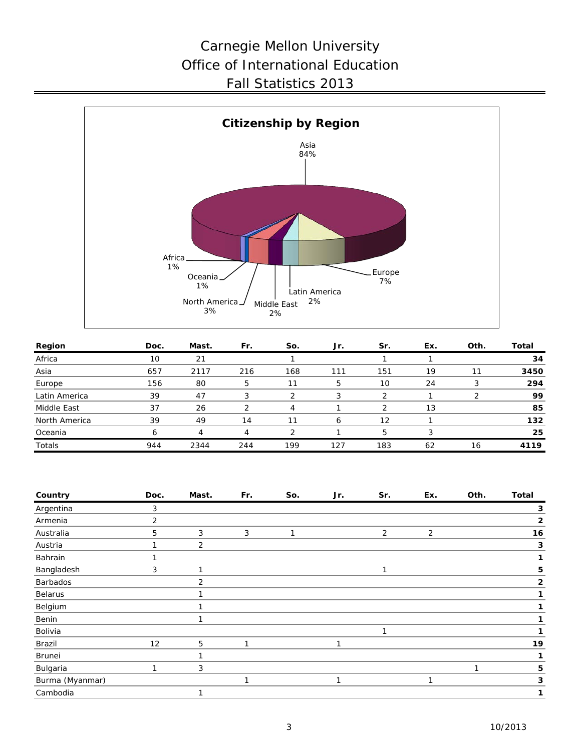# Carnegie Mellon University
# Office of International Education
# Fall Statistics 2013

**Citizenship by Region**

Asia 84%, Europe 7%, North America 3%, Latin America 2%, Middle East 2%, Africa 1%, Oceania 1%

| Region | Doc. | Mast. | Fr. | So. | Jr. | Sr. | Ex. | Oth. | Total |
|---|---|---|---|---|---|---|---|---|---|
| Africa | 10 | 21 | | 1 | | 1 | 1 | | **34** |
| Asia | 657 | 2117 | 216 | 168 | 111 | 151 | 19 | 11 | **3450** |
| Europe | 156 | 80 | 5 | 11 | 5 | 10 | 24 | 3 | **294** |
| Latin America | 39 | 47 | 3 | 2 | 3 | 2 | 1 | 2 | **99** |
| Middle East | 37 | 26 | 2 | 4 | 1 | 2 | 13 | | **85** |
| North America | 39 | 49 | 14 | 11 | 6 | 12 | 1 | | **132** |
| Oceania | 6 | 4 | 4 | 2 | 1 | 5 | 3 | | **25** |
| Totals | 944 | 2344 | 244 | 199 | 127 | 183 | 62 | 16 | **4119** |

| Country | Doc. | Mast. | Fr. | So. | Jr. | Sr. | Ex. | Oth. | Total |
|---|---|---|---|---|---|---|---|---|---|
| Argentina | 3 | | | | | | | | **3** |
| Armenia | 2 | | | | | | | | **2** |
| Australia | 5 | 3 | 3 | 1 | | 2 | 2 | | **16** |
| Austria | 1 | 2 | | | | | | | **3** |
| Bahrain | 1 | | | | | | | | **1** |
| Bangladesh | 3 | 1 | | | | 1 | | | **5** |
| Barbados | | 2 | | | | | | | **2** |
| Belarus | | 1 | | | | | | | **1** |
| Belgium | | 1 | | | | | | | **1** |
| Benin | | 1 | | | | | | | **1** |
| Bolivia | | | | | | 1 | | | **1** |
| Brazil | 12 | 5 | 1 | | 1 | | | | **19** |
| Brunei | | 1 | | | | | | | **1** |
| Bulgaria | 1 | 3 | | | | | | 1 | **5** |
| Burma (Myanmar) | | | 1 | | 1 | | 1 | | **3** |
| Cambodia | | 1 | | | | | | | **1** |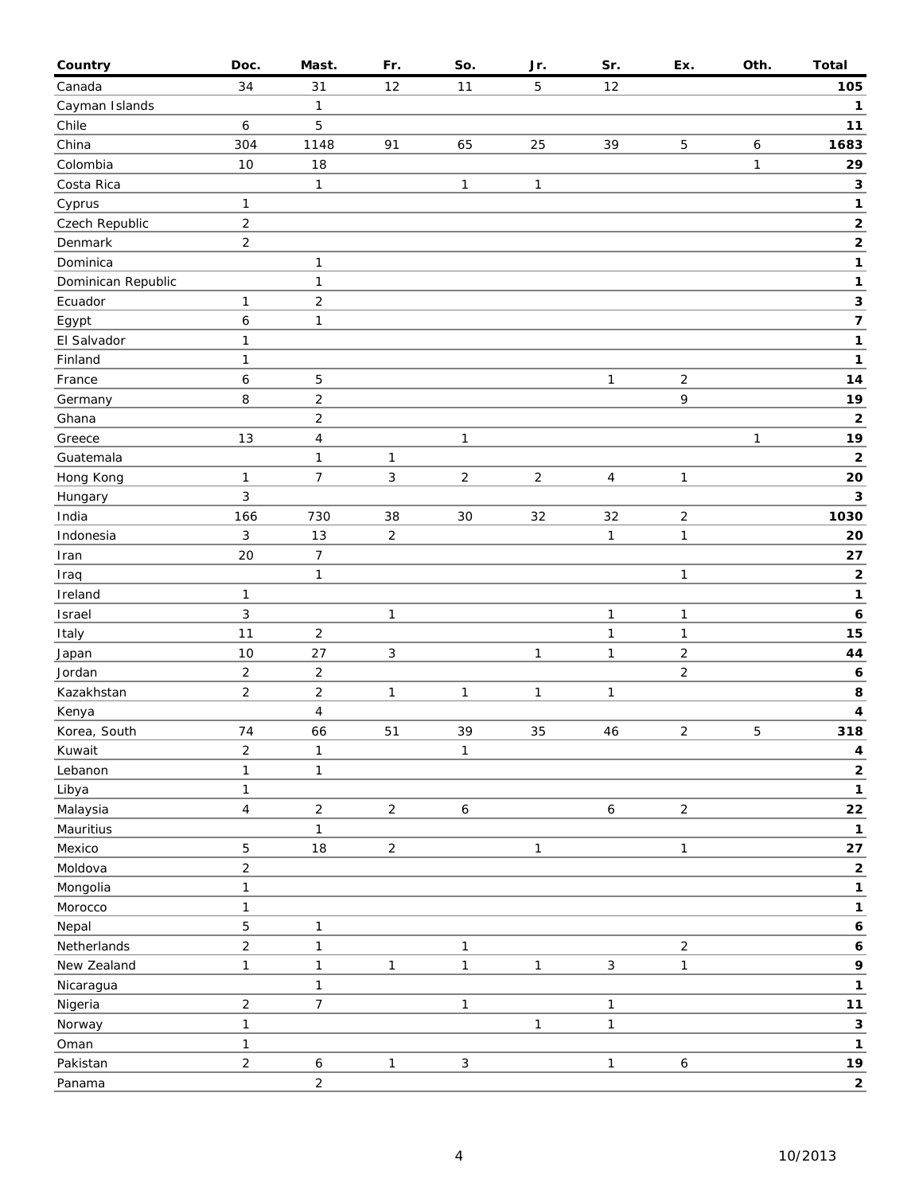| Country | Doc. | Mast. | Fr. | So. | Jr. | Sr. | Ex. | Oth. | Total |
|---|---|---|---|---|---|---|---|---|---|
| Canada | 34 | 31 | 12 | 11 | 5 | 12 | | | **105** |
| Cayman Islands | | 1 | | | | | | | **1** |
| Chile | 6 | 5 | | | | | | | **11** |
| China | 304 | 1148 | 91 | 65 | 25 | 39 | 5 | 6 | **1683** |
| Colombia | 10 | 18 | | | | | | 1 | **29** |
| Costa Rica | | 1 | | 1 | 1 | | | | **3** |
| Cyprus | 1 | | | | | | | | **1** |
| Czech Republic | 2 | | | | | | | | **2** |
| Denmark | 2 | | | | | | | | **2** |
| Dominica | | 1 | | | | | | | **1** |
| Dominican Republic | | 1 | | | | | | | **1** |
| Ecuador | 1 | 2 | | | | | | | **3** |
| Egypt | 6 | 1 | | | | | | | **7** |
| El Salvador | 1 | | | | | | | | **1** |
| Finland | 1 | | | | | | | | **1** |
| France | 6 | 5 | | | | 1 | 2 | | **14** |
| Germany | 8 | 2 | | | | | 9 | | **19** |
| Ghana | | 2 | | | | | | | **2** |
| Greece | 13 | 4 | | 1 | | | | 1 | **19** |
| Guatemala | | 1 | 1 | | | | | | **2** |
| Hong Kong | 1 | 7 | 3 | 2 | 2 | 4 | 1 | | **20** |
| Hungary | 3 | | | | | | | | **3** |
| India | 166 | 730 | 38 | 30 | 32 | 32 | 2 | | **1030** |
| Indonesia | 3 | 13 | 2 | | | 1 | 1 | | **20** |
| Iran | 20 | 7 | | | | | | | **27** |
| Iraq | | 1 | | | | | 1 | | **2** |
| Ireland | 1 | | | | | | | | **1** |
| Israel | 3 | | 1 | | | 1 | 1 | | **6** |
| Italy | 11 | 2 | | | | 1 | 1 | | **15** |
| Japan | 10 | 27 | 3 | | 1 | 1 | 2 | | **44** |
| Jordan | 2 | 2 | | | | | 2 | | **6** |
| Kazakhstan | 2 | 2 | 1 | 1 | 1 | 1 | | | **8** |
| Kenya | | 4 | | | | | | | **4** |
| Korea, South | 74 | 66 | 51 | 39 | 35 | 46 | 2 | 5 | **318** |
| Kuwait | 2 | 1 | | 1 | | | | | **4** |
| Lebanon | 1 | 1 | | | | | | | **2** |
| Libya | 1 | | | | | | | | **1** |
| Malaysia | 4 | 2 | 2 | 6 | | 6 | 2 | | **22** |
| Mauritius | | 1 | | | | | | | **1** |
| Mexico | 5 | 18 | 2 | | 1 | | 1 | | **27** |
| Moldova | 2 | | | | | | | | **2** |
| Mongolia | 1 | | | | | | | | **1** |
| Morocco | 1 | | | | | | | | **1** |
| Nepal | 5 | 1 | | | | | | | **6** |
| Netherlands | 2 | 1 | | 1 | | | 2 | | **6** |
| New Zealand | 1 | 1 | 1 | 1 | 1 | 3 | 1 | | **9** |
| Nicaragua | | 1 | | | | | | | **1** |
| Nigeria | 2 | 7 | | 1 | | 1 | | | **11** |
| Norway | 1 | | | | 1 | 1 | | | **3** |
| Oman | 1 | | | | | | | | **1** |
| Pakistan | 2 | 6 | 1 | 3 | | 1 | 6 | | **19** |
| Panama | | 2 | | | | | | | **2** |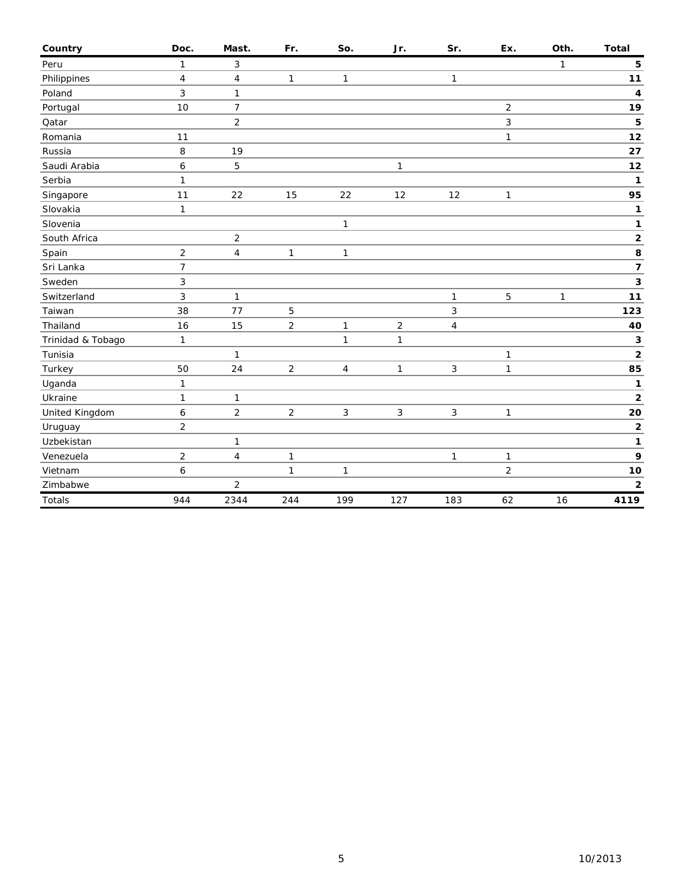| Country | Doc. | Mast. | Fr. | So. | Jr. | Sr. | Ex. | Oth. | Total |
|---|---|---|---|---|---|---|---|---|---|
| Peru | 1 | 3 | | | | | | 1 | **5** |
| Philippines | 4 | 4 | 1 | 1 | | 1 | | | **11** |
| Poland | 3 | 1 | | | | | | | **4** |
| Portugal | 10 | 7 | | | | | 2 | | **19** |
| Qatar | | 2 | | | | | 3 | | **5** |
| Romania | 11 | | | | | | 1 | | **12** |
| Russia | 8 | 19 | | | | | | | **27** |
| Saudi Arabia | 6 | 5 | | | 1 | | | | **12** |
| Serbia | 1 | | | | | | | | **1** |
| Singapore | 11 | 22 | 15 | 22 | 12 | 12 | 1 | | **95** |
| Slovakia | 1 | | | | | | | | **1** |
| Slovenia | | | | 1 | | | | | **1** |
| South Africa | | 2 | | | | | | | **2** |
| Spain | 2 | 4 | 1 | 1 | | | | | **8** |
| Sri Lanka | 7 | | | | | | | | **7** |
| Sweden | 3 | | | | | | | | **3** |
| Switzerland | 3 | 1 | | | | 1 | 5 | 1 | **11** |
| Taiwan | 38 | 77 | 5 | | | 3 | | | **123** |
| Thailand | 16 | 15 | 2 | 1 | 2 | 4 | | | **40** |
| Trinidad & Tobago | 1 | | | 1 | 1 | | | | **3** |
| Tunisia | | 1 | | | | | 1 | | **2** |
| Turkey | 50 | 24 | 2 | 4 | 1 | 3 | 1 | | **85** |
| Uganda | 1 | | | | | | | | **1** |
| Ukraine | 1 | 1 | | | | | | | **2** |
| United Kingdom | 6 | 2 | 2 | 3 | 3 | 3 | 1 | | **20** |
| Uruguay | 2 | | | | | | | | **2** |
| Uzbekistan | | 1 | | | | | | | **1** |
| Venezuela | 2 | 4 | 1 | | | 1 | 1 | | **9** |
| Vietnam | 6 | | 1 | 1 | | | 2 | | **10** |
| Zimbabwe | | 2 | | | | | | | **2** |
| Totals | 944 | 2344 | 244 | 199 | 127 | 183 | 62 | 16 | **4119** |

10/2013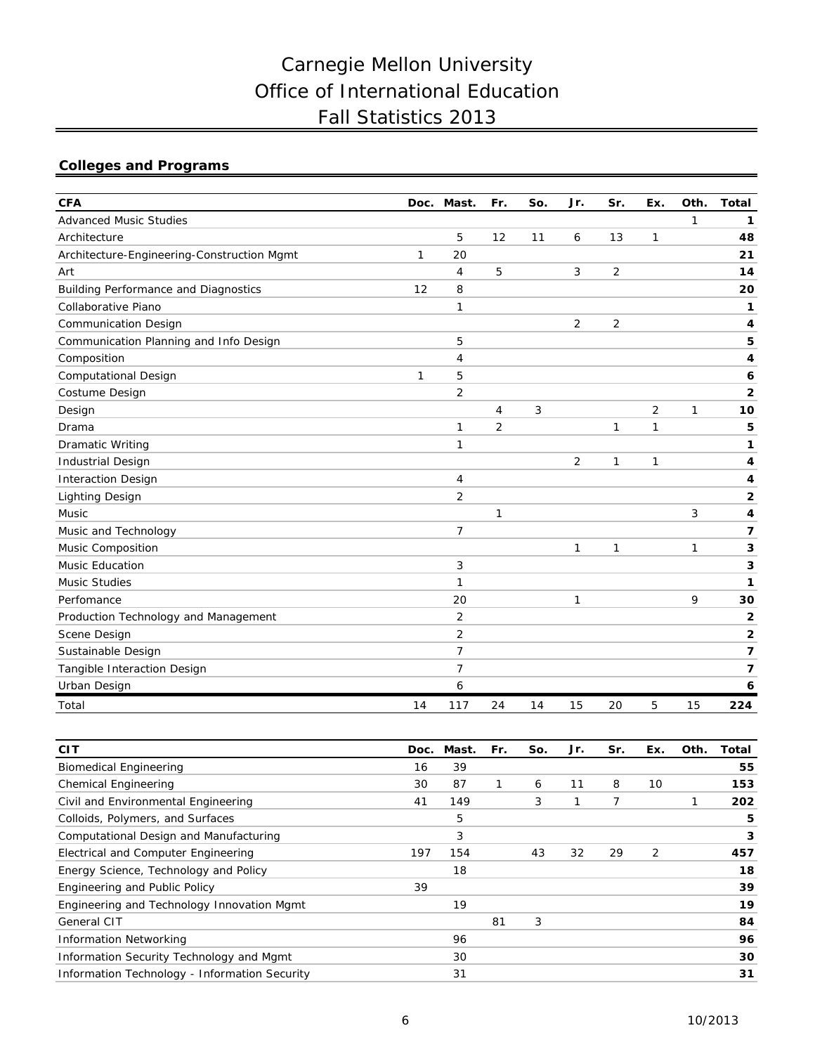# Carnegie Mellon University
# Office of International Education
# Fall Statistics 2013

## Colleges and Programs

| CFA | Doc. | Mast. | Fr. | So. | Jr. | Sr. | Ex. | Oth. | Total |
|---|---|---|---|---|---|---|---|---|---|
| Advanced Music Studies | | | | | | | | 1 | **1** |
| Architecture | | 5 | 12 | 11 | 6 | 13 | 1 | | **48** |
| Architecture-Engineering-Construction Mgmt | 1 | 20 | | | | | | | **21** |
| Art | | 4 | 5 | | 3 | 2 | | | **14** |
| Building Performance and Diagnostics | 12 | 8 | | | | | | | **20** |
| Collaborative Piano | | 1 | | | | | | | **1** |
| Communication Design | | | | | 2 | 2 | | | **4** |
| Communication Planning and Info Design | | 5 | | | | | | | **5** |
| Composition | | 4 | | | | | | | **4** |
| Computational Design | 1 | 5 | | | | | | | **6** |
| Costume Design | | 2 | | | | | | | **2** |
| Design | | | 4 | 3 | | | 2 | 1 | **10** |
| Drama | | 1 | 2 | | | 1 | 1 | | **5** |
| Dramatic Writing | | 1 | | | | | | | **1** |
| Industrial Design | | | | | 2 | 1 | 1 | | **4** |
| Interaction Design | | 4 | | | | | | | **4** |
| Lighting Design | | 2 | | | | | | | **2** |
| Music | | | 1 | | | | | 3 | **4** |
| Music and Technology | | 7 | | | | | | | **7** |
| Music Composition | | | | | 1 | 1 | | 1 | **3** |
| Music Education | | 3 | | | | | | | **3** |
| Music Studies | | 1 | | | | | | | **1** |
| Perfomance | | 20 | | | 1 | | | 9 | **30** |
| Production Technology and Management | | 2 | | | | | | | **2** |
| Scene Design | | 2 | | | | | | | **2** |
| Sustainable Design | | 7 | | | | | | | **7** |
| Tangible Interaction Design | | 7 | | | | | | | **7** |
| Urban Design | | 6 | | | | | | | **6** |
| Total | 14 | 117 | 24 | 14 | 15 | 20 | 5 | 15 | **224** |

| CIT | Doc. | Mast. | Fr. | So. | Jr. | Sr. | Ex. | Oth. | Total |
|---|---|---|---|---|---|---|---|---|---|
| Biomedical Engineering | 16 | 39 | | | | | | | **55** |
| Chemical Engineering | 30 | 87 | 1 | 6 | 11 | 8 | 10 | | **153** |
| Civil and Environmental Engineering | 41 | 149 | | 3 | 1 | 7 | | 1 | **202** |
| Colloids, Polymers, and Surfaces | | 5 | | | | | | | **5** |
| Computational Design and Manufacturing | | 3 | | | | | | | **3** |
| Electrical and Computer Engineering | 197 | 154 | | 43 | 32 | 29 | 2 | | **457** |
| Energy Science, Technology and Policy | | 18 | | | | | | | **18** |
| Engineering and Public Policy | 39 | | | | | | | | **39** |
| Engineering and Technology Innovation Mgmt | | 19 | | | | | | | **19** |
| General CIT | | | 81 | 3 | | | | | **84** |
| Information Networking | | 96 | | | | | | | **96** |
| Information Security Technology and Mgmt | | 30 | | | | | | | **30** |
| Information Technology - Information Security | | 31 | | | | | | | **31** |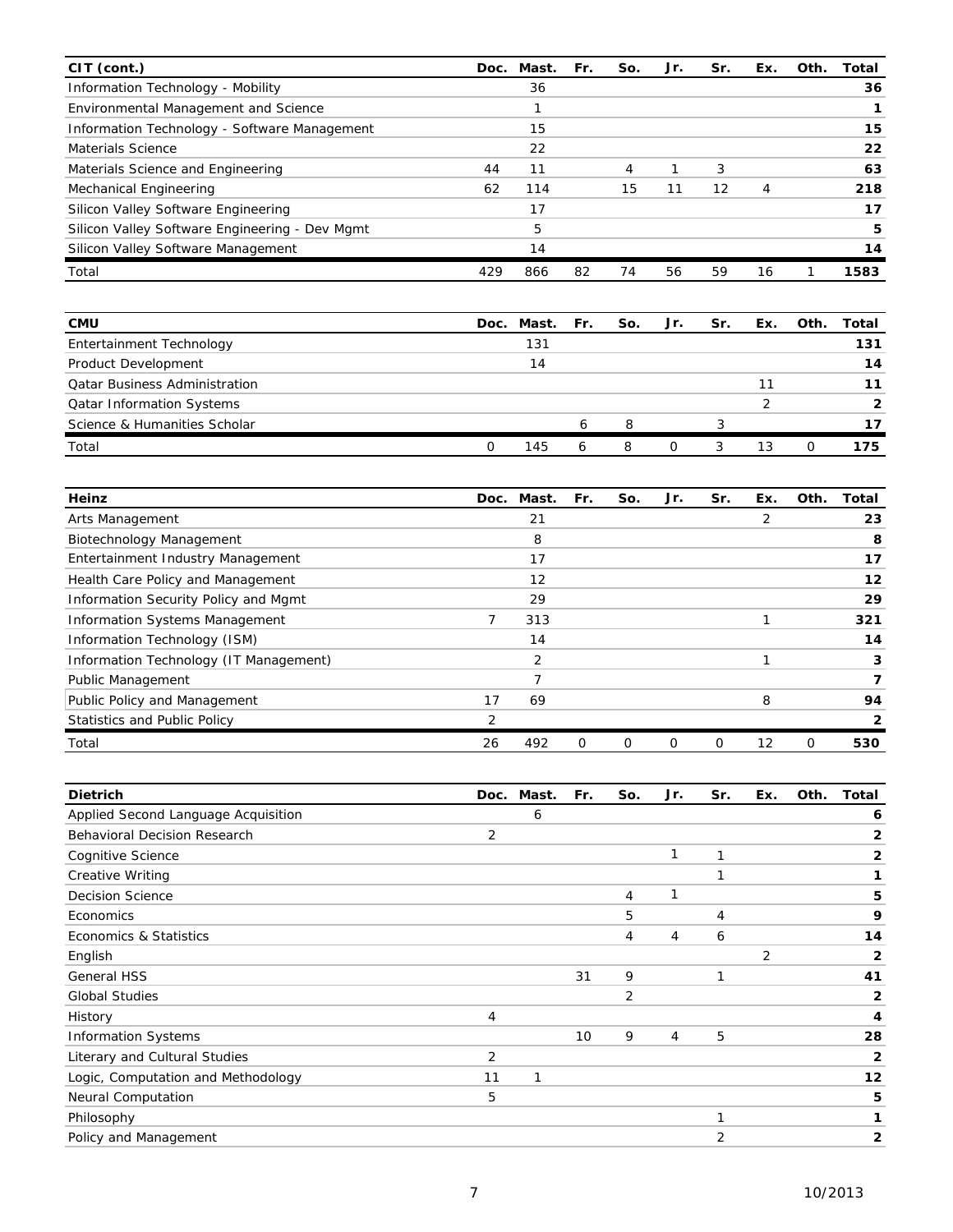| CIT (cont.) | Doc. | Mast. | Fr. | So. | Jr. | Sr. | Ex. | Oth. | Total |
|---|---|---|---|---|---|---|---|---|---|
| Information Technology - Mobility | | 36 | | | | | | | **36** |
| Environmental Management and Science | | 1 | | | | | | | **1** |
| Information Technology - Software Management | | 15 | | | | | | | **15** |
| Materials Science | | 22 | | | | | | | **22** |
| Materials Science and Engineering | 44 | 11 | | 4 | 1 | 3 | | | **63** |
| Mechanical Engineering | 62 | 114 | | 15 | 11 | 12 | 4 | | **218** |
| Silicon Valley Software Engineering | | 17 | | | | | | | **17** |
| Silicon Valley Software Engineering - Dev Mgmt | | 5 | | | | | | | **5** |
| Silicon Valley Software Management | | 14 | | | | | | | **14** |
| Total | 429 | 866 | 82 | 74 | 56 | 59 | 16 | 1 | **1583** |

| CMU | Doc. | Mast. | Fr. | So. | Jr. | Sr. | Ex. | Oth. | Total |
|---|---|---|---|---|---|---|---|---|---|
| Entertainment Technology | | 131 | | | | | | | **131** |
| Product Development | | 14 | | | | | | | **14** |
| Qatar Business Administration | | | | | | | 11 | | **11** |
| Qatar Information Systems | | | | | | | 2 | | **2** |
| Science & Humanities Scholar | | | 6 | 8 | | 3 | | | **17** |
| Total | 0 | 145 | 6 | 8 | 0 | 3 | 13 | 0 | **175** |

| Heinz | Doc. | Mast. | Fr. | So. | Jr. | Sr. | Ex. | Oth. | Total |
|---|---|---|---|---|---|---|---|---|---|
| Arts Management | | 21 | | | | | 2 | | **23** |
| Biotechnology Management | | 8 | | | | | | | **8** |
| Entertainment Industry Management | | 17 | | | | | | | **17** |
| Health Care Policy and Management | | 12 | | | | | | | **12** |
| Information Security Policy and Mgmt | | 29 | | | | | | | **29** |
| Information Systems Management | 7 | 313 | | | | | 1 | | **321** |
| Information Technology (ISM) | | 14 | | | | | | | **14** |
| Information Technology (IT Management) | | 2 | | | | | 1 | | **3** |
| Public Management | | 7 | | | | | | | **7** |
| Public Policy and Management | 17 | 69 | | | | | 8 | | **94** |
| Statistics and Public Policy | 2 | | | | | | | | **2** |
| Total | 26 | 492 | 0 | 0 | 0 | 0 | 12 | 0 | **530** |

| Dietrich | Doc. | Mast. | Fr. | So. | Jr. | Sr. | Ex. | Oth. | Total |
|---|---|---|---|---|---|---|---|---|---|
| Applied Second Language Acquisition | | 6 | | | | | | | **6** |
| Behavioral Decision Research | 2 | | | | | | | | **2** |
| Cognitive Science | | | | | 1 | 1 | | | **2** |
| Creative Writing | | | | | | 1 | | | **1** |
| Decision Science | | | | 4 | 1 | | | | **5** |
| Economics | | | | 5 | | 4 | | | **9** |
| Economics & Statistics | | | | 4 | 4 | 6 | | | **14** |
| English | | | | | | | 2 | | **2** |
| General HSS | | | 31 | 9 | | 1 | | | **41** |
| Global Studies | | | | 2 | | | | | **2** |
| History | 4 | | | | | | | | **4** |
| Information Systems | | | 10 | 9 | 4 | 5 | | | **28** |
| Literary and Cultural Studies | 2 | | | | | | | | **2** |
| Logic, Computation and Methodology | 11 | 1 | | | | | | | **12** |
| Neural Computation | 5 | | | | | | | | **5** |
| Philosophy | | | | | | 1 | | | **1** |
| Policy and Management | | | | | | 2 | | | **2** |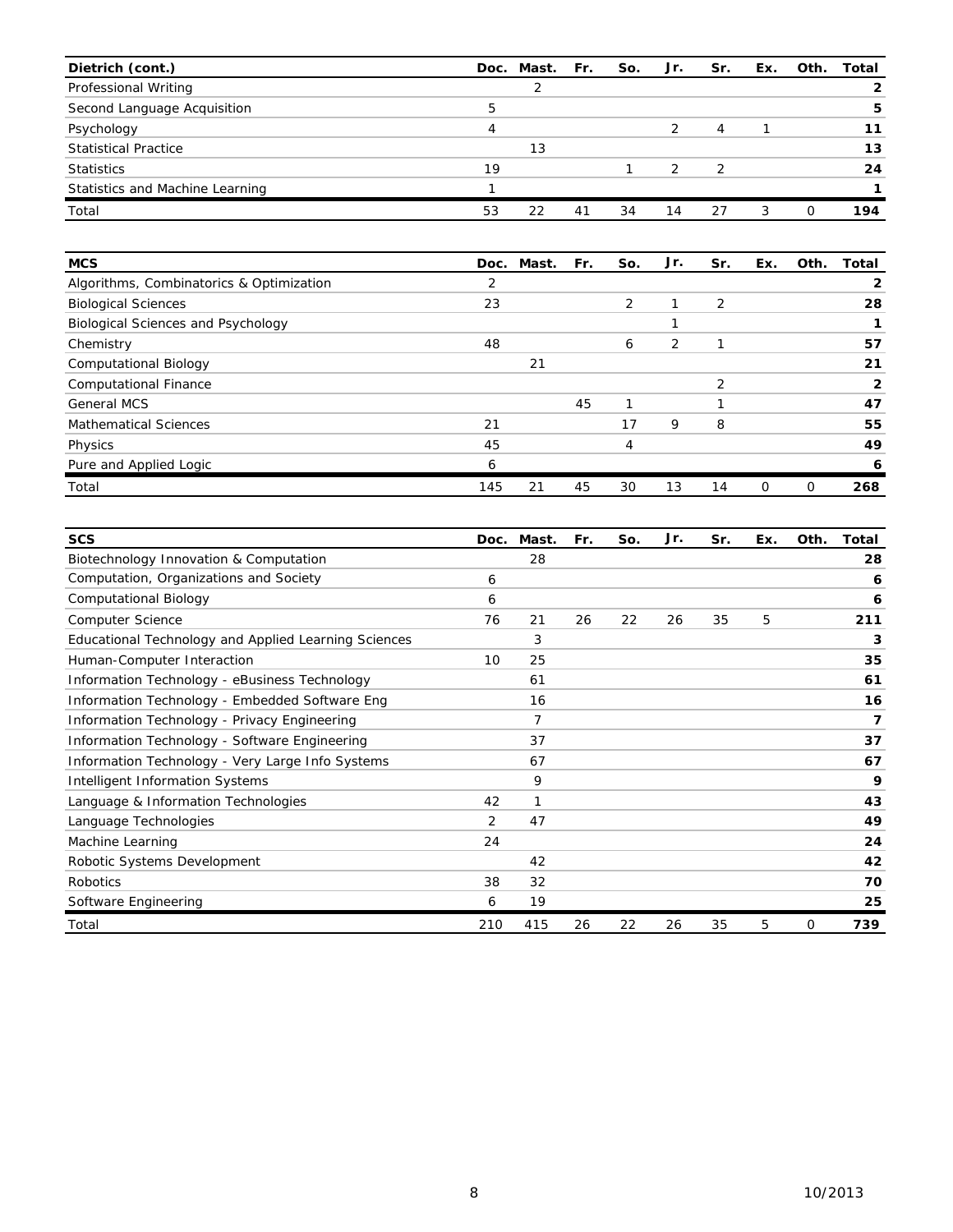| Dietrich (cont.) | Doc. | Mast. | Fr. | So. | Jr. | Sr. | Ex. | Oth. | Total |
|---|---|---|---|---|---|---|---|---|---|
| Professional Writing | | 2 | | | | | | | **2** |
| Second Language Acquisition | 5 | | | | | | | | **5** |
| Psychology | 4 | | | | 2 | 4 | 1 | | **11** |
| Statistical Practice | | 13 | | | | | | | **13** |
| Statistics | 19 | | | 1 | 2 | 2 | | | **24** |
| Statistics and Machine Learning | 1 | | | | | | | | **1** |
| Total | 53 | 22 | 41 | 34 | 14 | 27 | 3 | 0 | **194** |

| MCS | Doc. | Mast. | Fr. | So. | Jr. | Sr. | Ex. | Oth. | Total |
|---|---|---|---|---|---|---|---|---|---|
| Algorithms, Combinatorics & Optimization | 2 | | | | | | | | **2** |
| Biological Sciences | 23 | | | 2 | 1 | 2 | | | **28** |
| Biological Sciences and Psychology | | | | | 1 | | | | **1** |
| Chemistry | 48 | | | 6 | 2 | 1 | | | **57** |
| Computational Biology | | 21 | | | | | | | **21** |
| Computational Finance | | | | | | 2 | | | **2** |
| General MCS | | | 45 | 1 | | 1 | | | **47** |
| Mathematical Sciences | 21 | | | 17 | 9 | 8 | | | **55** |
| Physics | 45 | | | 4 | | | | | **49** |
| Pure and Applied Logic | 6 | | | | | | | | **6** |
| Total | 145 | 21 | 45 | 30 | 13 | 14 | 0 | 0 | **268** |

| SCS | Doc. | Mast. | Fr. | So. | Jr. | Sr. | Ex. | Oth. | Total |
|---|---|---|---|---|---|---|---|---|---|
| Biotechnology Innovation & Computation | | 28 | | | | | | | **28** |
| Computation, Organizations and Society | 6 | | | | | | | | **6** |
| Computational Biology | 6 | | | | | | | | **6** |
| Computer Science | 76 | 21 | 26 | 22 | 26 | 35 | 5 | | **211** |
| Educational Technology and Applied Learning Sciences | | 3 | | | | | | | **3** |
| Human-Computer Interaction | 10 | 25 | | | | | | | **35** |
| Information Technology - eBusiness Technology | | 61 | | | | | | | **61** |
| Information Technology - Embedded Software Eng | | 16 | | | | | | | **16** |
| Information Technology - Privacy Engineering | | 7 | | | | | | | **7** |
| Information Technology - Software Engineering | | 37 | | | | | | | **37** |
| Information Technology - Very Large Info Systems | | 67 | | | | | | | **67** |
| Intelligent Information Systems | | 9 | | | | | | | **9** |
| Language & Information Technologies | 42 | 1 | | | | | | | **43** |
| Language Technologies | 2 | 47 | | | | | | | **49** |
| Machine Learning | 24 | | | | | | | | **24** |
| Robotic Systems Development | | 42 | | | | | | | **42** |
| Robotics | 38 | 32 | | | | | | | **70** |
| Software Engineering | 6 | 19 | | | | | | | **25** |
| Total | 210 | 415 | 26 | 22 | 26 | 35 | 5 | 0 | **739** |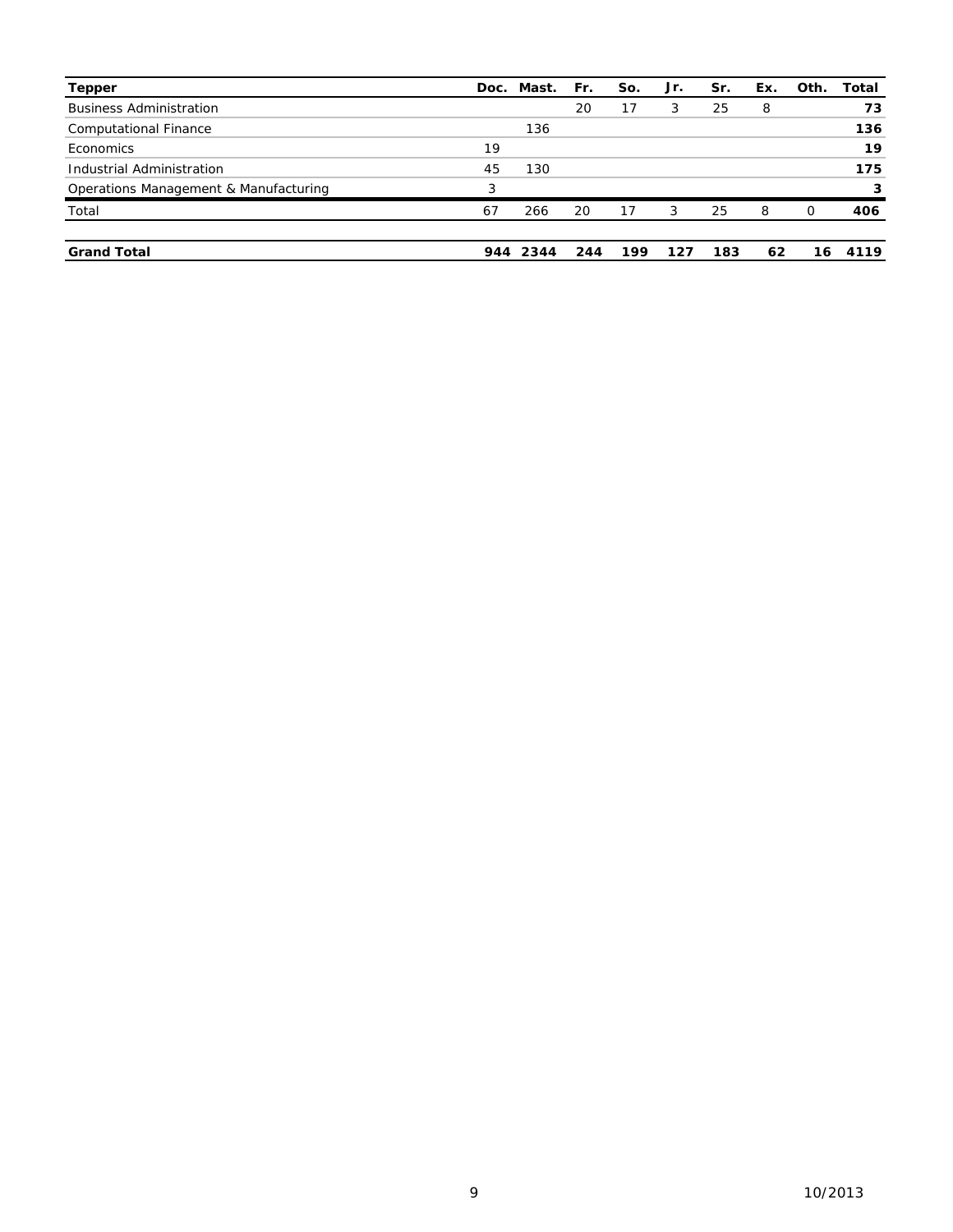| Tepper | Doc. | Mast. | Fr. | So. | Jr. | Sr. | Ex. | Oth. | Total |
|---|---|---|---|---|---|---|---|---|---|
| Business Administration | | | 20 | 17 | 3 | 25 | 8 | | **73** |
| Computational Finance | | 136 | | | | | | | **136** |
| Economics | 19 | | | | | | | | **19** |
| Industrial Administration | 45 | 130 | | | | | | | **175** |
| Operations Management & Manufacturing | 3 | | | | | | | | **3** |
| Total | 67 | 266 | 20 | 17 | 3 | 25 | 8 | 0 | **406** |

| **Grand Total** | **944** | **2344** | **244** | **199** | **127** | **183** | **62** | **16** | **4119** |
|---|---|---|---|---|---|---|---|---|---|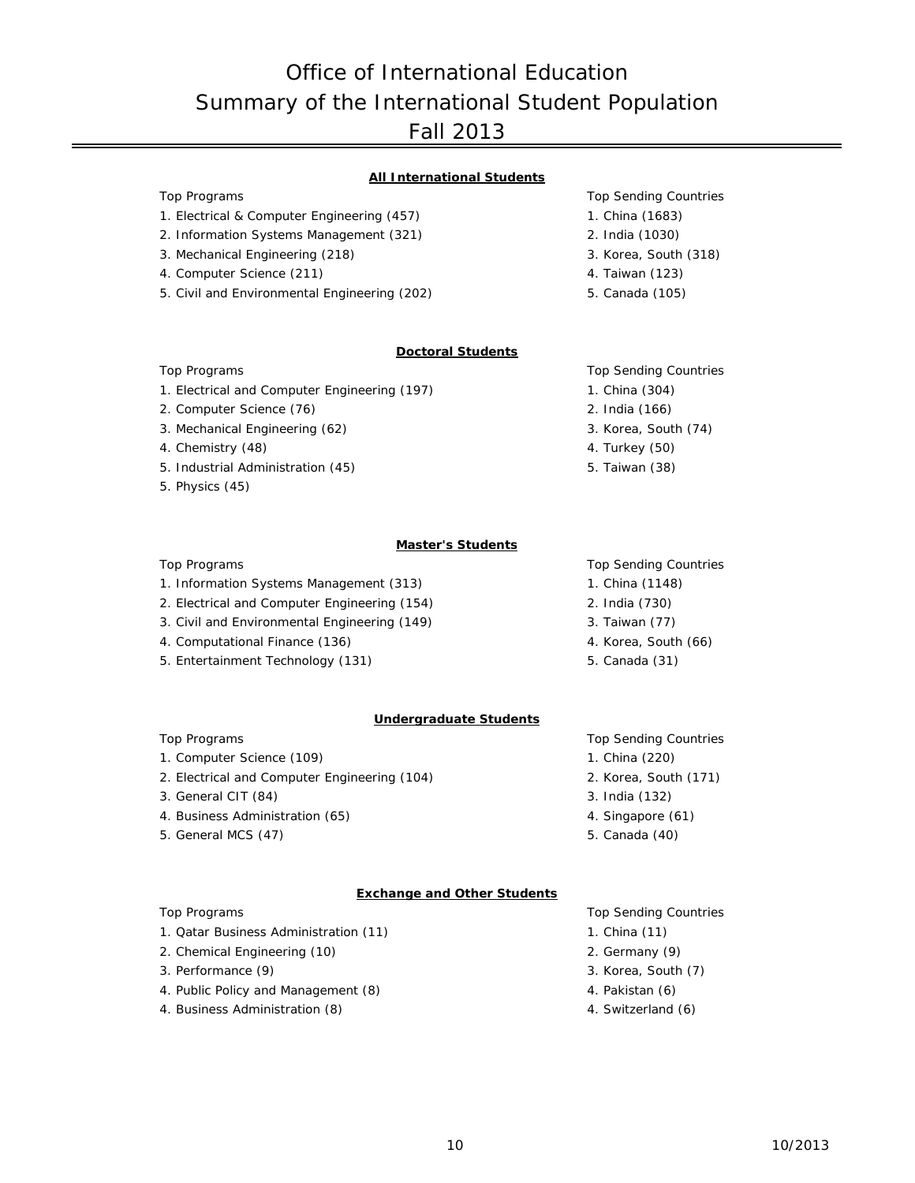# Office of International Education
# Summary of the International Student Population
# Fall 2013

## All International Students

| Top Programs | Top Sending Countries |
|---|---|
| 1. Electrical & Computer Engineering (457) | 1. China (1683) |
| 2. Information Systems Management (321) | 2. India (1030) |
| 3. Mechanical Engineering (218) | 3. Korea, South (318) |
| 4. Computer Science (211) | 4. Taiwan (123) |
| 5. Civil and Environmental Engineering (202) | 5. Canada (105) |

## Doctoral Students

| Top Programs | Top Sending Countries |
|---|---|
| 1. Electrical and Computer Engineering (197) | 1. China (304) |
| 2. Computer Science (76) | 2. India (166) |
| 3. Mechanical Engineering (62) | 3. Korea, South (74) |
| 4. Chemistry (48) | 4. Turkey (50) |
| 5. Industrial Administration (45) | 5. Taiwan (38) |
| 5. Physics (45) | |

## Master's Students

| Top Programs | Top Sending Countries |
|---|---|
| 1. Information Systems Management (313) | 1. China (1148) |
| 2. Electrical and Computer Engineering (154) | 2. India (730) |
| 3. Civil and Environmental Engineering (149) | 3. Taiwan (77) |
| 4. Computational Finance (136) | 4. Korea, South (66) |
| 5. Entertainment Technology (131) | 5. Canada (31) |

## Undergraduate Students

| Top Programs | Top Sending Countries |
|---|---|
| 1. Computer Science (109) | 1. China (220) |
| 2. Electrical and Computer Engineering (104) | 2. Korea, South (171) |
| 3. General CIT (84) | 3. India (132) |
| 4. Business Administration (65) | 4. Singapore (61) |
| 5. General MCS (47) | 5. Canada (40) |

## Exchange and Other Students

| Top Programs | Top Sending Countries |
|---|---|
| 1. Qatar Business Administration (11) | 1. China (11) |
| 2. Chemical Engineering (10) | 2. Germany (9) |
| 3. Performance (9) | 3. Korea, South (7) |
| 4. Public Policy and Management (8) | 4. Pakistan (6) |
| 4. Business Administration (8) | 4. Switzerland (6) |

10/2013